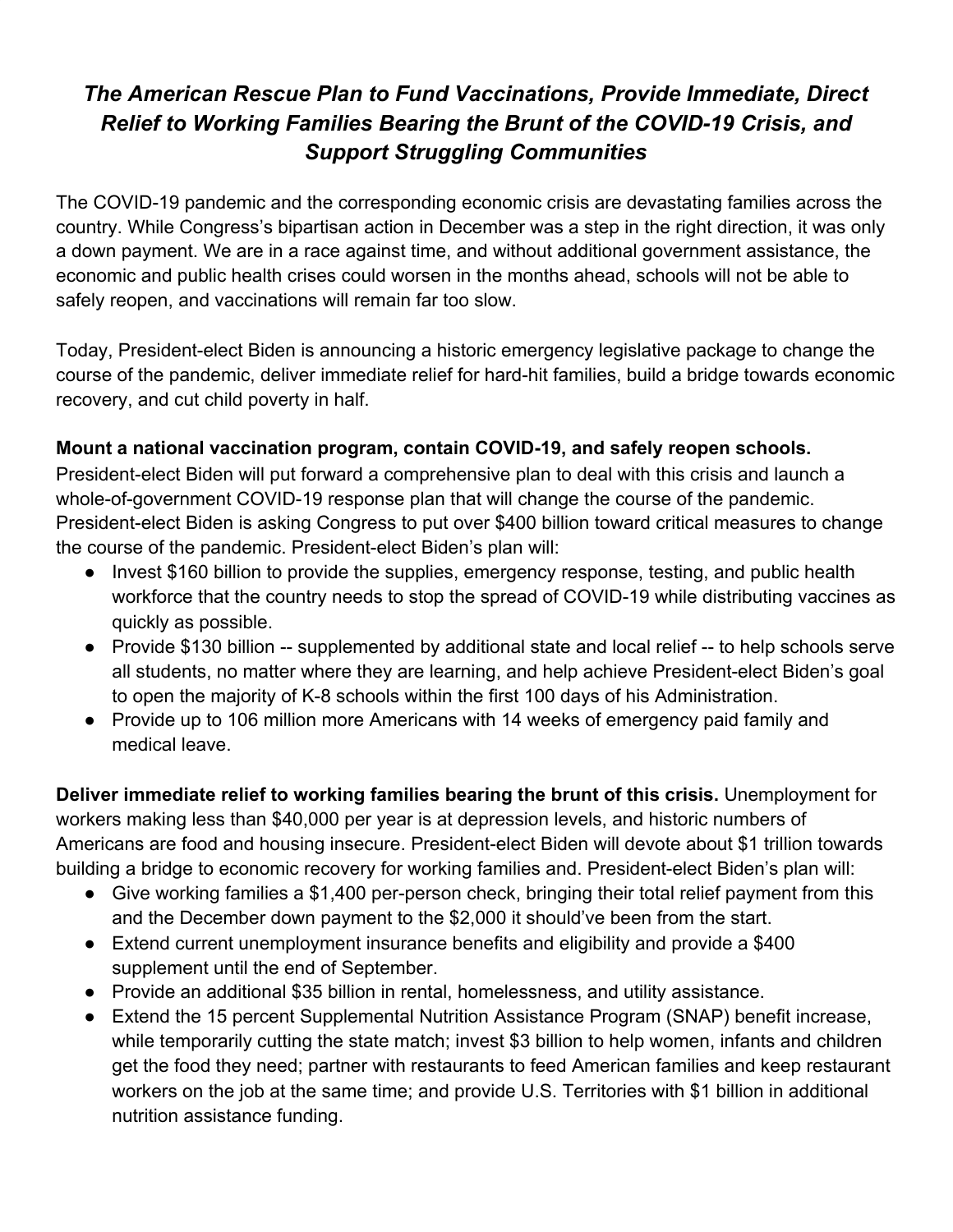# *The American Rescue Plan to Fund Vaccinations, Provide Immediate, Direct Relief to Working Families Bearing the Brunt of the COVID-19 Crisis, and Support Struggling Communities*

The COVID-19 pandemic and the corresponding economic crisis are devastating families across the country. While Congress's bipartisan action in December was a step in the right direction, it was only a down payment. We are in a race against time, and without additional government assistance, the economic and public health crises could worsen in the months ahead, schools will not be able to safely reopen, and vaccinations will remain far too slow.

Today, President-elect Biden is announcing a historic emergency legislative package to change the course of the pandemic, deliver immediate relief for hard-hit families, build a bridge towards economic recovery, and cut child poverty in half.

**Mount a national vaccination program, contain COVID-19, and safely reopen schools.** President-elect Biden will put forward a comprehensive plan to deal with this crisis and launch a whole-of-government COVID-19 response plan that will change the course of the pandemic. President-elect Biden is asking Congress to put over $400 billion toward critical measures to change the course of the pandemic. President-elect Biden's plan will:

- Invest $160 billion to provide the supplies, emergency response, testing, and public health workforce that the country needs to stop the spread of COVID-19 while distributing vaccines as quickly as possible.
- Provide $130 billion -- supplemented by additional state and local relief -- to help schools serve all students, no matter where they are learning, and help achieve President-elect Biden's goal to open the majority of K-8 schools within the first 100 days of his Administration.
- Provide up to 106 million more Americans with 14 weeks of emergency paid family and medical leave.

**Deliver immediate relief to working families bearing the brunt of this crisis.** Unemployment for workers making less than $40,000 per year is at depression levels, and historic numbers of Americans are food and housing insecure. President-elect Biden will devote about $1 trillion towards building a bridge to economic recovery for working families and. President-elect Biden's plan will:

- Give working families a $1,400 per-person check, bringing their total relief payment from this and the December down payment to the $2,000 it should've been from the start.
- Extend current unemployment insurance benefits and eligibility and provide a $400 supplement until the end of September.
- Provide an additional $35 billion in rental, homelessness, and utility assistance.
- Extend the 15 percent Supplemental Nutrition Assistance Program (SNAP) benefit increase, while temporarily cutting the state match; invest $3 billion to help women, infants and children get the food they need; partner with restaurants to feed American families and keep restaurant workers on the job at the same time; and provide U.S. Territories with $1 billion in additional nutrition assistance funding.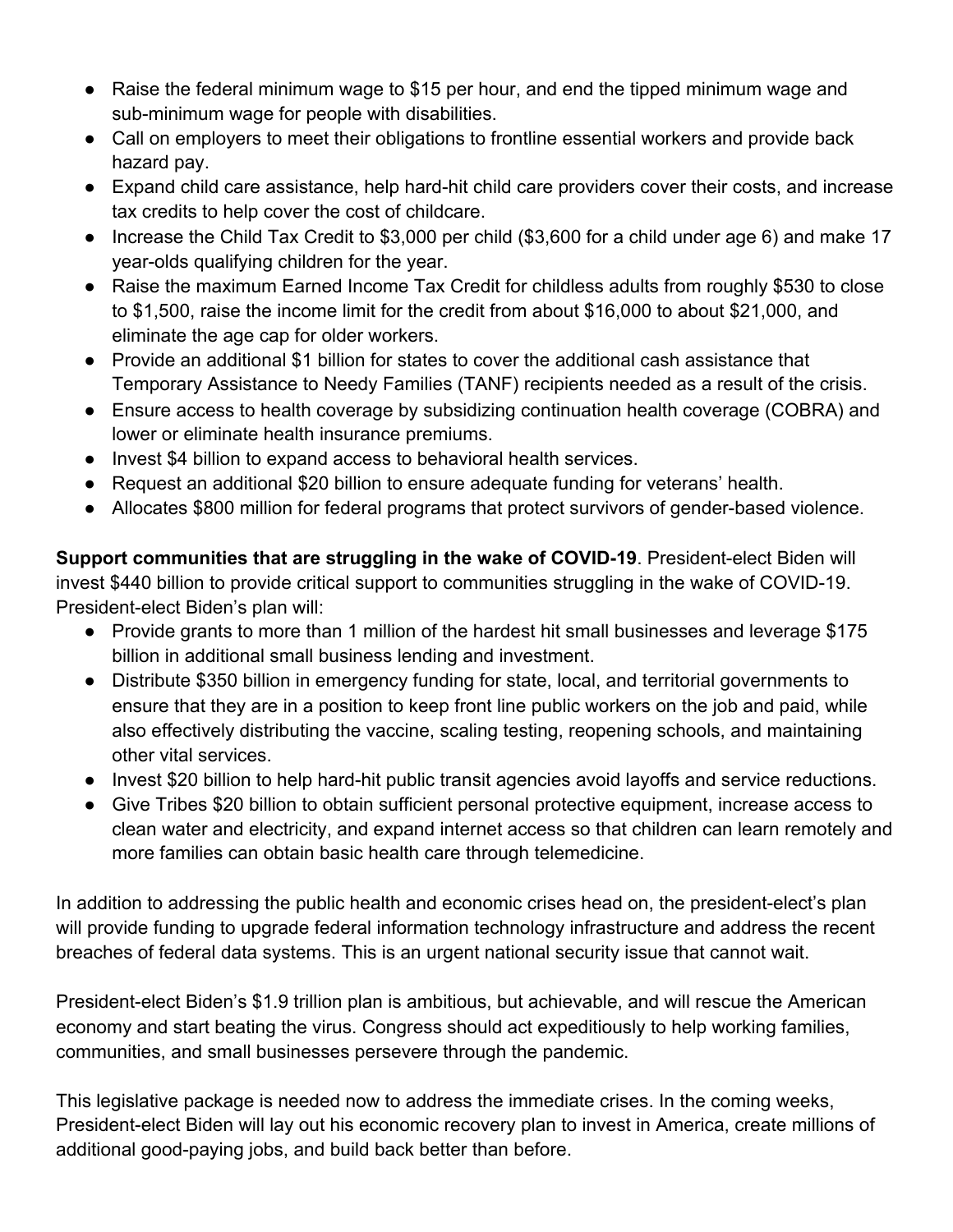- Raise the federal minimum wage to $15 per hour, and end the tipped minimum wage and sub-minimum wage for people with disabilities.
- Call on employers to meet their obligations to frontline essential workers and provide back hazard pay.
- Expand child care assistance, help hard-hit child care providers cover their costs, and increase tax credits to help cover the cost of childcare.
- Increase the Child Tax Credit to $3,000 per child ($3,600 for a child under age 6) and make 17 year-olds qualifying children for the year.
- Raise the maximum Earned Income Tax Credit for childless adults from roughly $530 to close to $1,500, raise the income limit for the credit from about $16,000 to about $21,000, and eliminate the age cap for older workers.
- Provide an additional $1 billion for states to cover the additional cash assistance that Temporary Assistance to Needy Families (TANF) recipients needed as a result of the crisis.
- Ensure access to health coverage by subsidizing continuation health coverage (COBRA) and lower or eliminate health insurance premiums.
- Invest $4 billion to expand access to behavioral health services.
- Request an additional $20 billion to ensure adequate funding for veterans' health.
- Allocates $800 million for federal programs that protect survivors of gender-based violence.

**Support communities that are struggling in the wake of COVID-19**. President-elect Biden will invest $440 billion to provide critical support to communities struggling in the wake of COVID-19. President-elect Biden's plan will:

- Provide grants to more than 1 million of the hardest hit small businesses and leverage $175 billion in additional small business lending and investment.
- Distribute $350 billion in emergency funding for state, local, and territorial governments to ensure that they are in a position to keep front line public workers on the job and paid, while also effectively distributing the vaccine, scaling testing, reopening schools, and maintaining other vital services.
- Invest $20 billion to help hard-hit public transit agencies avoid layoffs and service reductions.
- Give Tribes $20 billion to obtain sufficient personal protective equipment, increase access to clean water and electricity, and expand internet access so that children can learn remotely and more families can obtain basic health care through telemedicine.

In addition to addressing the public health and economic crises head on, the president-elect's plan will provide funding to upgrade federal information technology infrastructure and address the recent breaches of federal data systems. This is an urgent national security issue that cannot wait.

President-elect Biden's $1.9 trillion plan is ambitious, but achievable, and will rescue the American economy and start beating the virus. Congress should act expeditiously to help working families, communities, and small businesses persevere through the pandemic.

This legislative package is needed now to address the immediate crises. In the coming weeks, President-elect Biden will lay out his economic recovery plan to invest in America, create millions of additional good-paying jobs, and build back better than before.